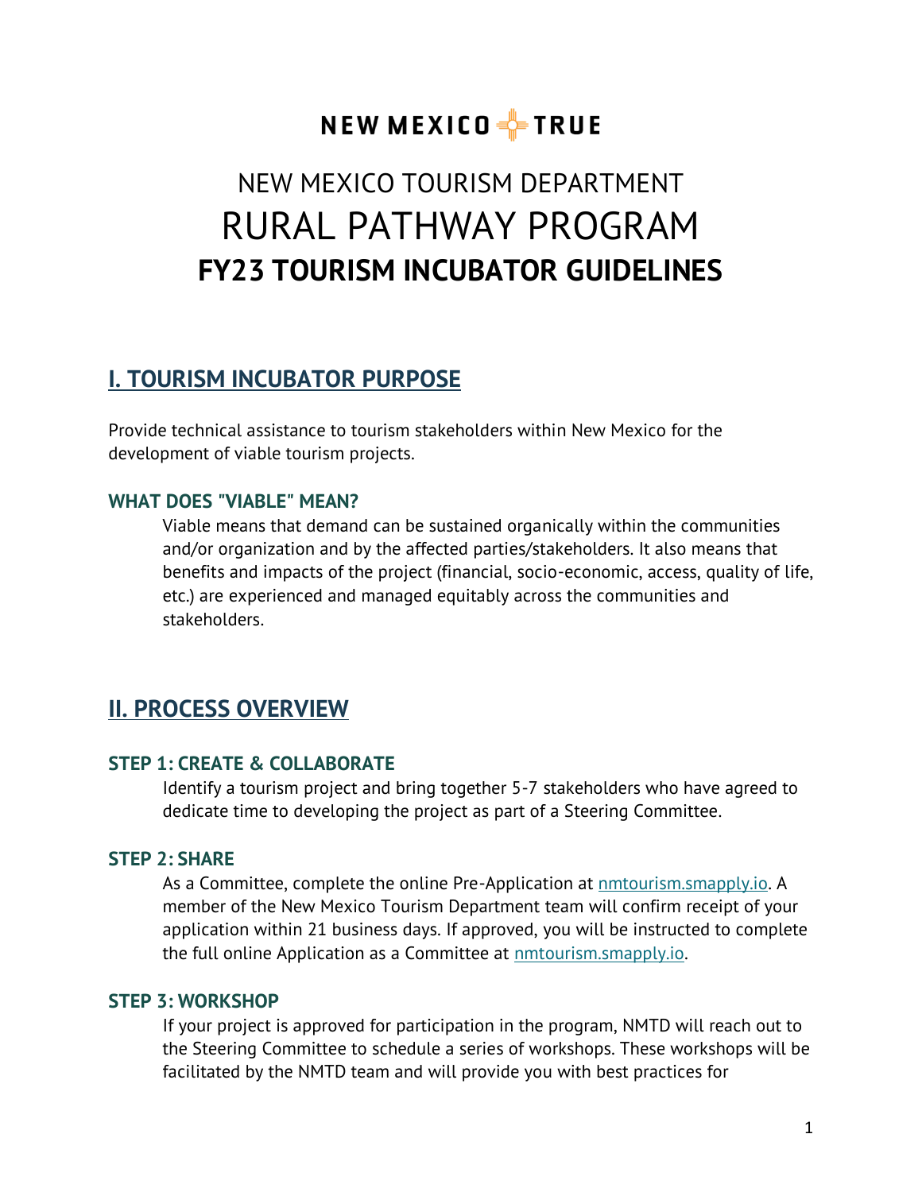NEW MEXICO TRUE

# NEW MEXICO TOURISM DEPARTMENT
# RURAL PATHWAY PROGRAM
# FY23 TOURISM INCUBATOR GUIDELINES

## I. TOURISM INCUBATOR PURPOSE

Provide technical assistance to tourism stakeholders within New Mexico for the development of viable tourism projects.

### WHAT DOES "VIABLE" MEAN?

Viable means that demand can be sustained organically within the communities and/or organization and by the affected parties/stakeholders. It also means that benefits and impacts of the project (financial, socio-economic, access, quality of life, etc.) are experienced and managed equitably across the communities and stakeholders.

## II. PROCESS OVERVIEW

### STEP 1: CREATE & COLLABORATE

Identify a tourism project and bring together 5-7 stakeholders who have agreed to dedicate time to developing the project as part of a Steering Committee.

### STEP 2: SHARE

As a Committee, complete the online Pre-Application at nmtourism.smapply.io. A member of the New Mexico Tourism Department team will confirm receipt of your application within 21 business days. If approved, you will be instructed to complete the full online Application as a Committee at nmtourism.smapply.io.

### STEP 3: WORKSHOP

If your project is approved for participation in the program, NMTD will reach out to the Steering Committee to schedule a series of workshops. These workshops will be facilitated by the NMTD team and will provide you with best practices for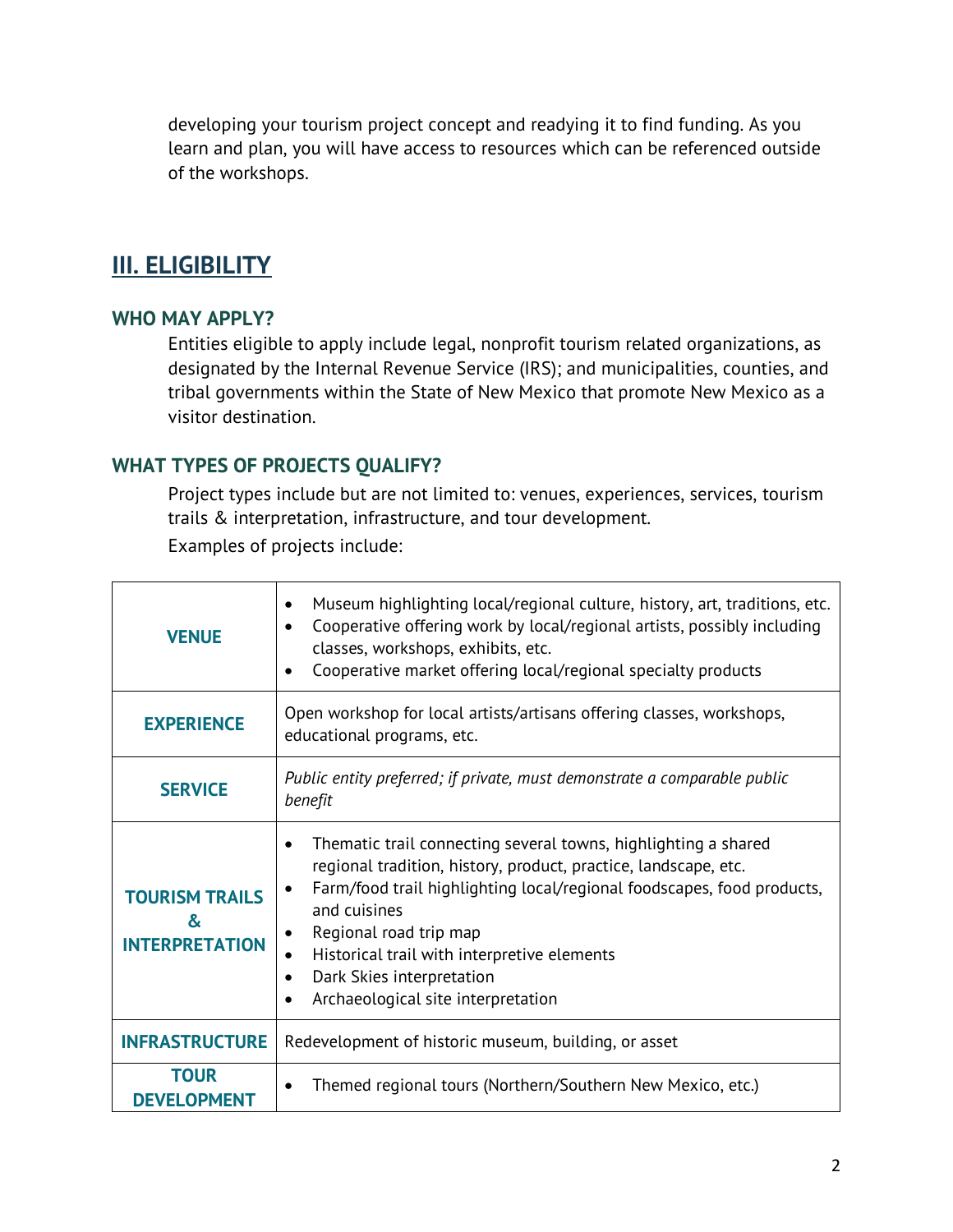developing your tourism project concept and readying it to find funding. As you learn and plan, you will have access to resources which can be referenced outside of the workshops.

## III. ELIGIBILITY

### WHO MAY APPLY?

Entities eligible to apply include legal, nonprofit tourism related organizations, as designated by the Internal Revenue Service (IRS); and municipalities, counties, and tribal governments within the State of New Mexico that promote New Mexico as a visitor destination.

### WHAT TYPES OF PROJECTS QUALIFY?

Project types include but are not limited to: venues, experiences, services, tourism trails & interpretation, infrastructure, and tour development.

Examples of projects include:

| | |
|---|---|
| **VENUE** | • Museum highlighting local/regional culture, history, art, traditions, etc.<br>• Cooperative offering work by local/regional artists, possibly including classes, workshops, exhibits, etc.<br>• Cooperative market offering local/regional specialty products |
| **EXPERIENCE** | Open workshop for local artists/artisans offering classes, workshops, educational programs, etc. |
| **SERVICE** | *Public entity preferred; if private, must demonstrate a comparable public benefit* |
| **TOURISM TRAILS & INTERPRETATION** | • Thematic trail connecting several towns, highlighting a shared regional tradition, history, product, practice, landscape, etc.<br>• Farm/food trail highlighting local/regional foodscapes, food products, and cuisines<br>• Regional road trip map<br>• Historical trail with interpretive elements<br>• Dark Skies interpretation<br>• Archaeological site interpretation |
| **INFRASTRUCTURE** | Redevelopment of historic museum, building, or asset |
| **TOUR DEVELOPMENT** | • Themed regional tours (Northern/Southern New Mexico, etc.) |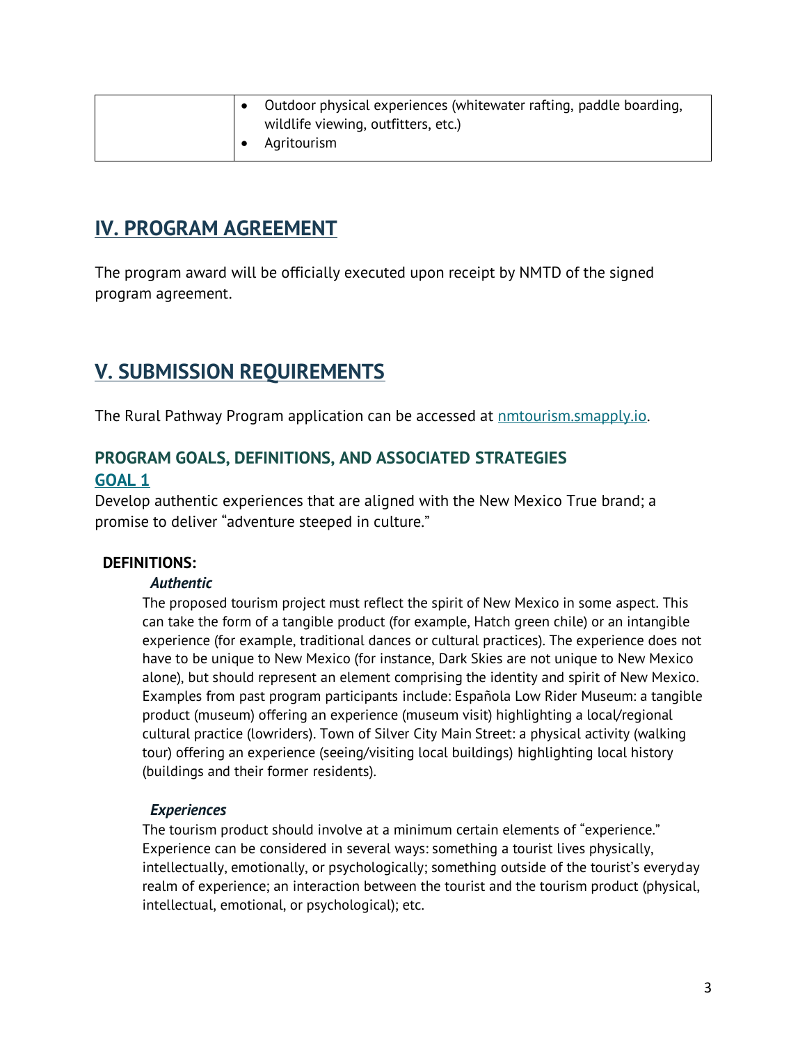| | |
|---|---|
| | • Outdoor physical experiences (whitewater rafting, paddle boarding, wildlife viewing, outfitters, etc.)<br>• Agritourism |

## IV. PROGRAM AGREEMENT

The program award will be officially executed upon receipt by NMTD of the signed program agreement.

## V. SUBMISSION REQUIREMENTS

The Rural Pathway Program application can be accessed at [nmtourism.smapply.io](nmtourism.smapply.io).

### PROGRAM GOALS, DEFINITIONS, AND ASSOCIATED STRATEGIES

#### GOAL 1

Develop authentic experiences that are aligned with the New Mexico True brand; a promise to deliver "adventure steeped in culture."

**DEFINITIONS:**

***Authentic***

The proposed tourism project must reflect the spirit of New Mexico in some aspect. This can take the form of a tangible product (for example, Hatch green chile) or an intangible experience (for example, traditional dances or cultural practices). The experience does not have to be unique to New Mexico (for instance, Dark Skies are not unique to New Mexico alone), but should represent an element comprising the identity and spirit of New Mexico. Examples from past program participants include: Española Low Rider Museum: a tangible product (museum) offering an experience (museum visit) highlighting a local/regional cultural practice (lowriders). Town of Silver City Main Street: a physical activity (walking tour) offering an experience (seeing/visiting local buildings) highlighting local history (buildings and their former residents).

***Experiences***

The tourism product should involve at a minimum certain elements of "experience." Experience can be considered in several ways: something a tourist lives physically, intellectually, emotionally, or psychologically; something outside of the tourist's everyday realm of experience; an interaction between the tourist and the tourism product (physical, intellectual, emotional, or psychological); etc.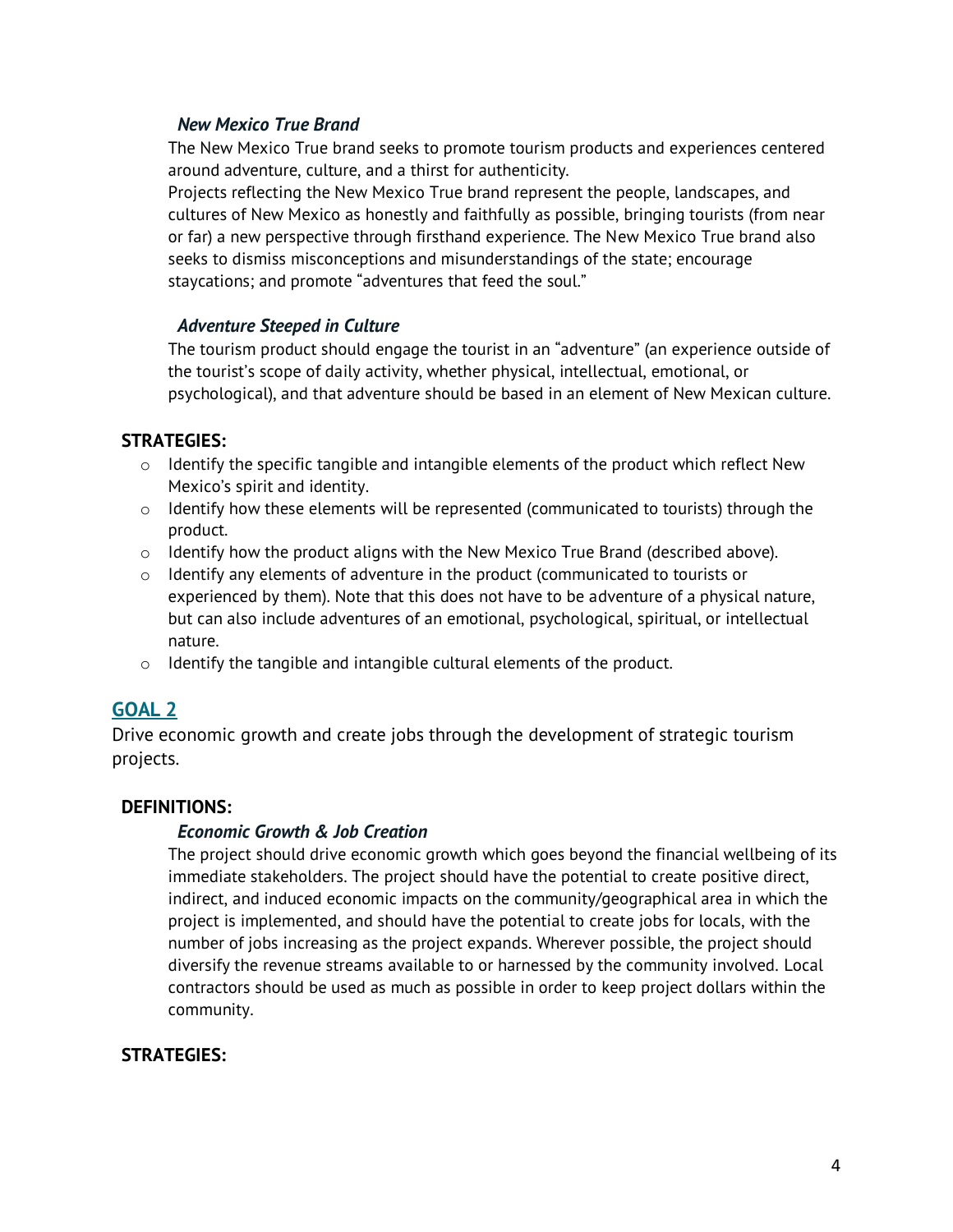*New Mexico True Brand*

The New Mexico True brand seeks to promote tourism products and experiences centered around adventure, culture, and a thirst for authenticity.

Projects reflecting the New Mexico True brand represent the people, landscapes, and cultures of New Mexico as honestly and faithfully as possible, bringing tourists (from near or far) a new perspective through firsthand experience. The New Mexico True brand also seeks to dismiss misconceptions and misunderstandings of the state; encourage staycations; and promote "adventures that feed the soul."

*Adventure Steeped in Culture*

The tourism product should engage the tourist in an "adventure" (an experience outside of the tourist's scope of daily activity, whether physical, intellectual, emotional, or psychological), and that adventure should be based in an element of New Mexican culture.

**STRATEGIES:**

- Identify the specific tangible and intangible elements of the product which reflect New Mexico's spirit and identity.
- Identify how these elements will be represented (communicated to tourists) through the product.
- Identify how the product aligns with the New Mexico True Brand (described above).
- Identify any elements of adventure in the product (communicated to tourists or experienced by them). Note that this does not have to be adventure of a physical nature, but can also include adventures of an emotional, psychological, spiritual, or intellectual nature.
- Identify the tangible and intangible cultural elements of the product.

## GOAL 2

Drive economic growth and create jobs through the development of strategic tourism projects.

**DEFINITIONS:**

*Economic Growth & Job Creation*

The project should drive economic growth which goes beyond the financial wellbeing of its immediate stakeholders. The project should have the potential to create positive direct, indirect, and induced economic impacts on the community/geographical area in which the project is implemented, and should have the potential to create jobs for locals, with the number of jobs increasing as the project expands. Wherever possible, the project should diversify the revenue streams available to or harnessed by the community involved. Local contractors should be used as much as possible in order to keep project dollars within the community.

**STRATEGIES:**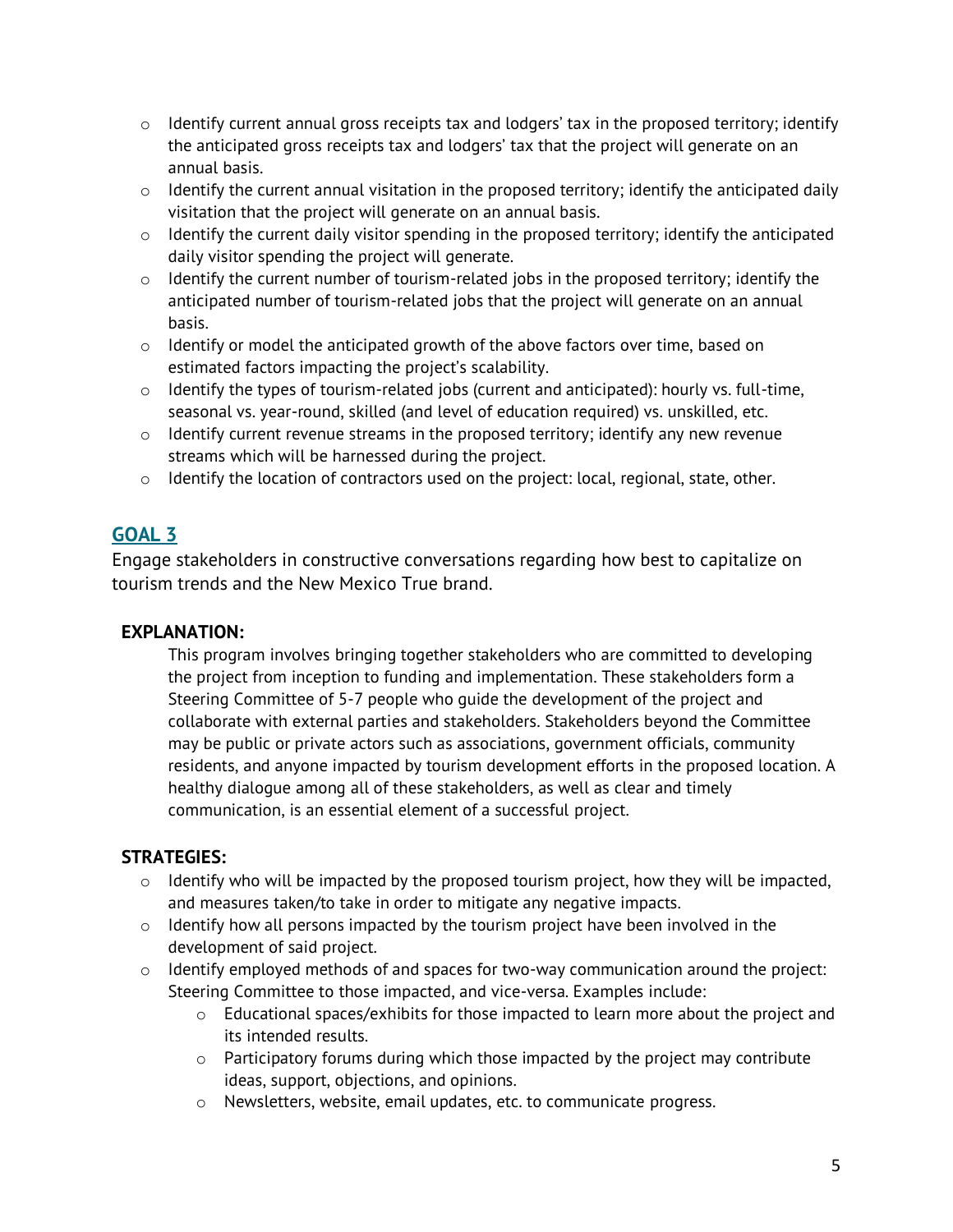- Identify current annual gross receipts tax and lodgers' tax in the proposed territory; identify the anticipated gross receipts tax and lodgers' tax that the project will generate on an annual basis.
- Identify the current annual visitation in the proposed territory; identify the anticipated daily visitation that the project will generate on an annual basis.
- Identify the current daily visitor spending in the proposed territory; identify the anticipated daily visitor spending the project will generate.
- Identify the current number of tourism-related jobs in the proposed territory; identify the anticipated number of tourism-related jobs that the project will generate on an annual basis.
- Identify or model the anticipated growth of the above factors over time, based on estimated factors impacting the project's scalability.
- Identify the types of tourism-related jobs (current and anticipated): hourly vs. full-time, seasonal vs. year-round, skilled (and level of education required) vs. unskilled, etc.
- Identify current revenue streams in the proposed territory; identify any new revenue streams which will be harnessed during the project.
- Identify the location of contractors used on the project: local, regional, state, other.

## GOAL 3

Engage stakeholders in constructive conversations regarding how best to capitalize on tourism trends and the New Mexico True brand.

### EXPLANATION:

This program involves bringing together stakeholders who are committed to developing the project from inception to funding and implementation. These stakeholders form a Steering Committee of 5-7 people who guide the development of the project and collaborate with external parties and stakeholders. Stakeholders beyond the Committee may be public or private actors such as associations, government officials, community residents, and anyone impacted by tourism development efforts in the proposed location. A healthy dialogue among all of these stakeholders, as well as clear and timely communication, is an essential element of a successful project.

### STRATEGIES:

- Identify who will be impacted by the proposed tourism project, how they will be impacted, and measures taken/to take in order to mitigate any negative impacts.
- Identify how all persons impacted by the tourism project have been involved in the development of said project.
- Identify employed methods of and spaces for two-way communication around the project: Steering Committee to those impacted, and vice-versa. Examples include:
  - Educational spaces/exhibits for those impacted to learn more about the project and its intended results.
  - Participatory forums during which those impacted by the project may contribute ideas, support, objections, and opinions.
  - Newsletters, website, email updates, etc. to communicate progress.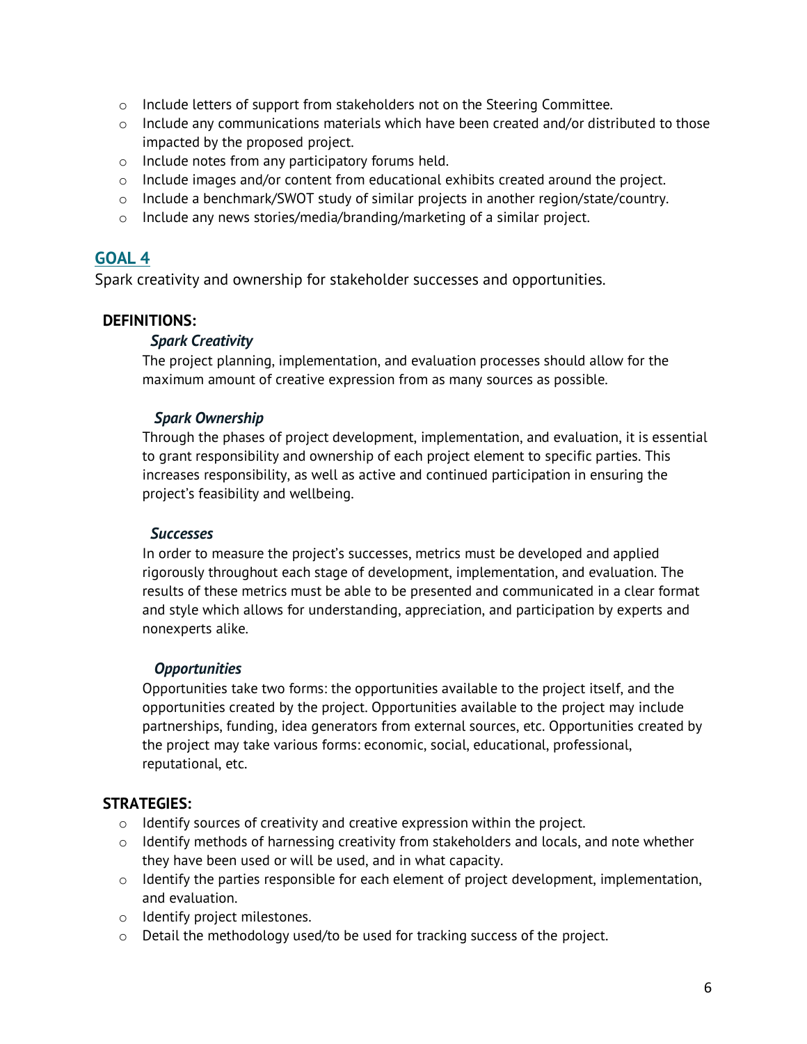- Include letters of support from stakeholders not on the Steering Committee.
- Include any communications materials which have been created and/or distributed to those impacted by the proposed project.
- Include notes from any participatory forums held.
- Include images and/or content from educational exhibits created around the project.
- Include a benchmark/SWOT study of similar projects in another region/state/country.
- Include any news stories/media/branding/marketing of a similar project.

## GOAL 4

Spark creativity and ownership for stakeholder successes and opportunities.

### DEFINITIONS:

***Spark Creativity***

The project planning, implementation, and evaluation processes should allow for the maximum amount of creative expression from as many sources as possible.

***Spark Ownership***

Through the phases of project development, implementation, and evaluation, it is essential to grant responsibility and ownership of each project element to specific parties. This increases responsibility, as well as active and continued participation in ensuring the project's feasibility and wellbeing.

***Successes***

In order to measure the project's successes, metrics must be developed and applied rigorously throughout each stage of development, implementation, and evaluation. The results of these metrics must be able to be presented and communicated in a clear format and style which allows for understanding, appreciation, and participation by experts and nonexperts alike.

***Opportunities***

Opportunities take two forms: the opportunities available to the project itself, and the opportunities created by the project. Opportunities available to the project may include partnerships, funding, idea generators from external sources, etc. Opportunities created by the project may take various forms: economic, social, educational, professional, reputational, etc.

### STRATEGIES:

- Identify sources of creativity and creative expression within the project.
- Identify methods of harnessing creativity from stakeholders and locals, and note whether they have been used or will be used, and in what capacity.
- Identify the parties responsible for each element of project development, implementation, and evaluation.
- Identify project milestones.
- Detail the methodology used/to be used for tracking success of the project.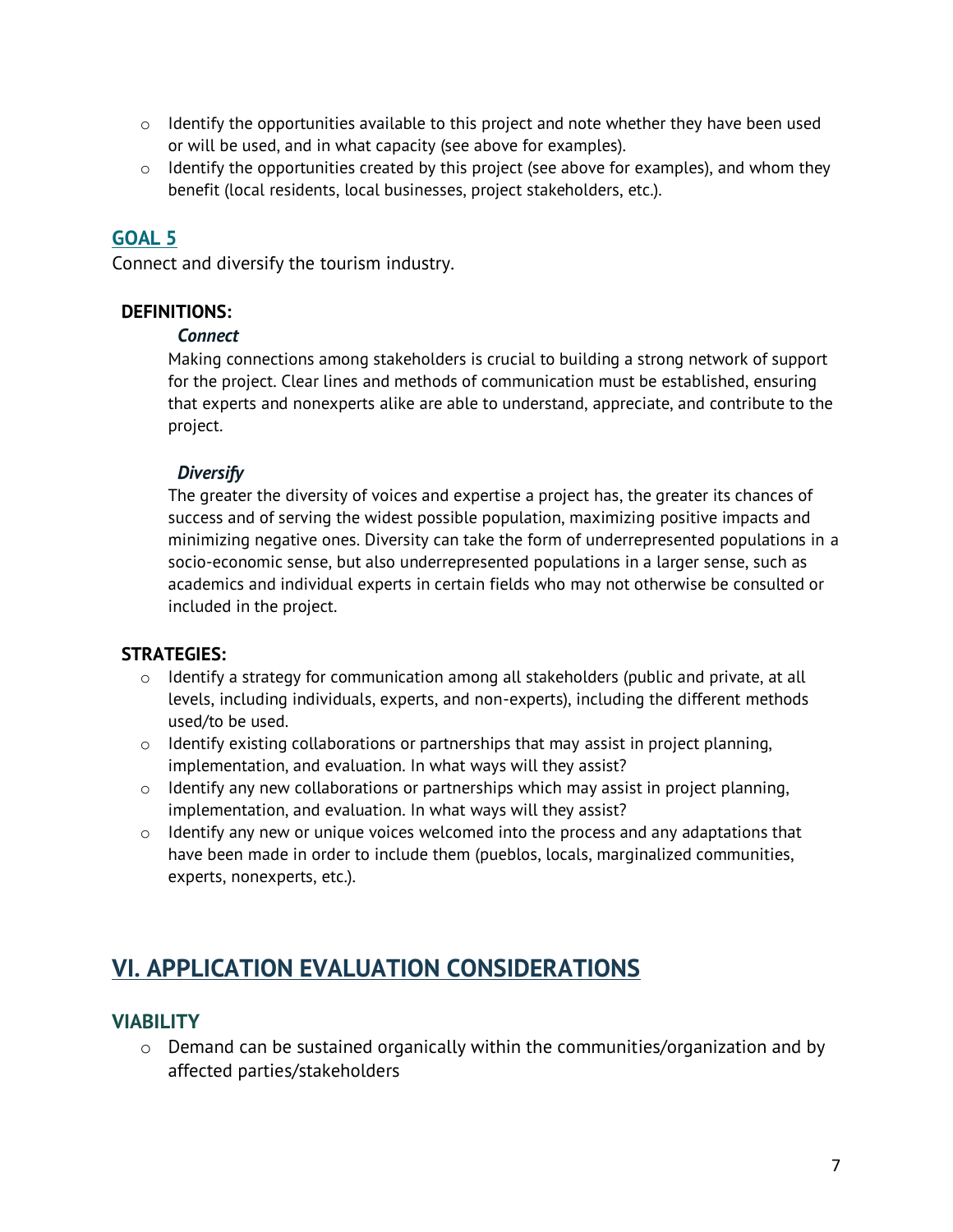- Identify the opportunities available to this project and note whether they have been used or will be used, and in what capacity (see above for examples).
- Identify the opportunities created by this project (see above for examples), and whom they benefit (local residents, local businesses, project stakeholders, etc.).

### GOAL 5

Connect and diversify the tourism industry.

**DEFINITIONS:**

***Connect***

Making connections among stakeholders is crucial to building a strong network of support for the project. Clear lines and methods of communication must be established, ensuring that experts and nonexperts alike are able to understand, appreciate, and contribute to the project.

***Diversify***

The greater the diversity of voices and expertise a project has, the greater its chances of success and of serving the widest possible population, maximizing positive impacts and minimizing negative ones. Diversity can take the form of underrepresented populations in a socio-economic sense, but also underrepresented populations in a larger sense, such as academics and individual experts in certain fields who may not otherwise be consulted or included in the project.

**STRATEGIES:**

- Identify a strategy for communication among all stakeholders (public and private, at all levels, including individuals, experts, and non-experts), including the different methods used/to be used.
- Identify existing collaborations or partnerships that may assist in project planning, implementation, and evaluation. In what ways will they assist?
- Identify any new collaborations or partnerships which may assist in project planning, implementation, and evaluation. In what ways will they assist?
- Identify any new or unique voices welcomed into the process and any adaptations that have been made in order to include them (pueblos, locals, marginalized communities, experts, nonexperts, etc.).

## VI. APPLICATION EVALUATION CONSIDERATIONS

### VIABILITY

- Demand can be sustained organically within the communities/organization and by affected parties/stakeholders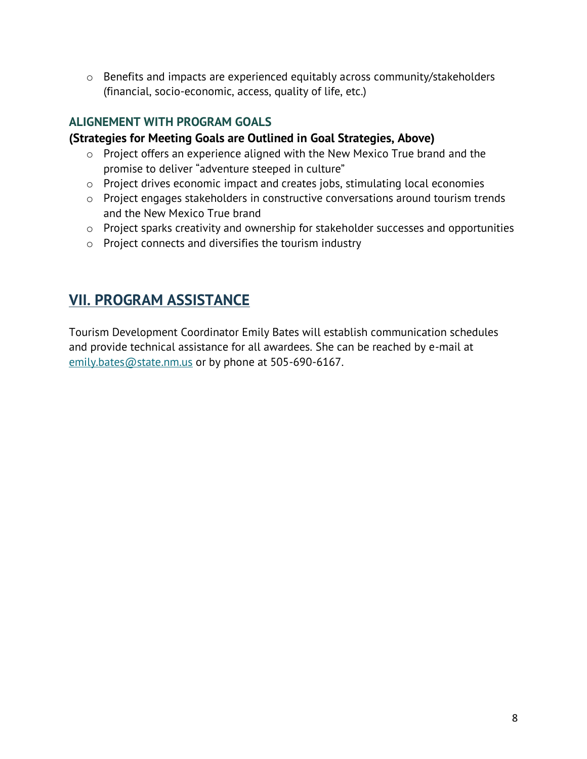- Benefits and impacts are experienced equitably across community/stakeholders (financial, socio-economic, access, quality of life, etc.)

### ALIGNEMENT WITH PROGRAM GOALS

**(Strategies for Meeting Goals are Outlined in Goal Strategies, Above)**

- Project offers an experience aligned with the New Mexico True brand and the promise to deliver "adventure steeped in culture"
- Project drives economic impact and creates jobs, stimulating local economies
- Project engages stakeholders in constructive conversations around tourism trends and the New Mexico True brand
- Project sparks creativity and ownership for stakeholder successes and opportunities
- Project connects and diversifies the tourism industry

## VII. PROGRAM ASSISTANCE

Tourism Development Coordinator Emily Bates will establish communication schedules and provide technical assistance for all awardees. She can be reached by e-mail at emily.bates@state.nm.us or by phone at 505-690-6167.